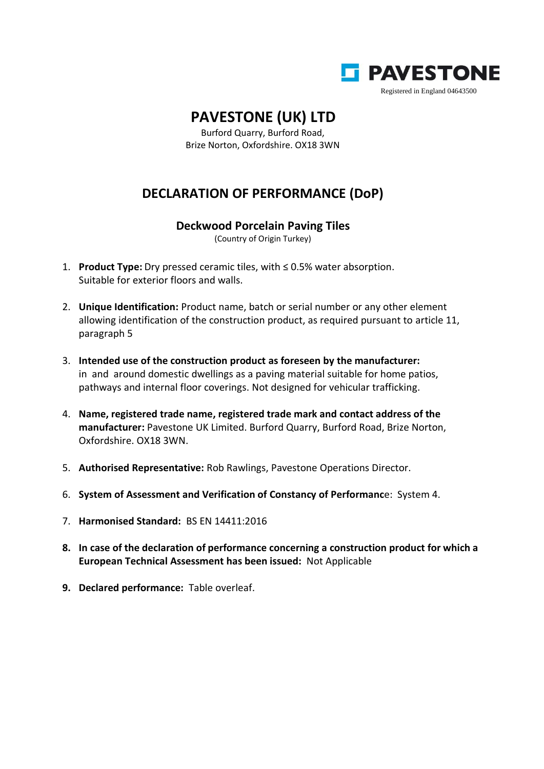PAVESTONE

Registered in England 04643500

# PAVESTONE (UK) LTD

Burford Quarry, Burford Road,
Brize Norton, Oxfordshire. OX18 3WN

## DECLARATION OF PERFORMANCE (DoP)

### Deckwood Porcelain Paving Tiles

(Country of Origin Turkey)

1. **Product Type:** Dry pressed ceramic tiles, with ≤ 0.5% water absorption. Suitable for exterior floors and walls.

2. **Unique Identification:** Product name, batch or serial number or any other element allowing identification of the construction product, as required pursuant to article 11, paragraph 5

3. **Intended use of the construction product as foreseen by the manufacturer:** in and around domestic dwellings as a paving material suitable for home patios, pathways and internal floor coverings. Not designed for vehicular trafficking.

4. **Name, registered trade name, registered trade mark and contact address of the manufacturer:** Pavestone UK Limited. Burford Quarry, Burford Road, Brize Norton, Oxfordshire. OX18 3WN.

5. **Authorised Representative:** Rob Rawlings, Pavestone Operations Director.

6. **System of Assessment and Verification of Constancy of Performanc**e: System 4.

7. **Harmonised Standard:** BS EN 14411:2016

8. **In case of the declaration of performance concerning a construction product for which a European Technical Assessment has been issued:** Not Applicable

9. **Declared performance:** Table overleaf.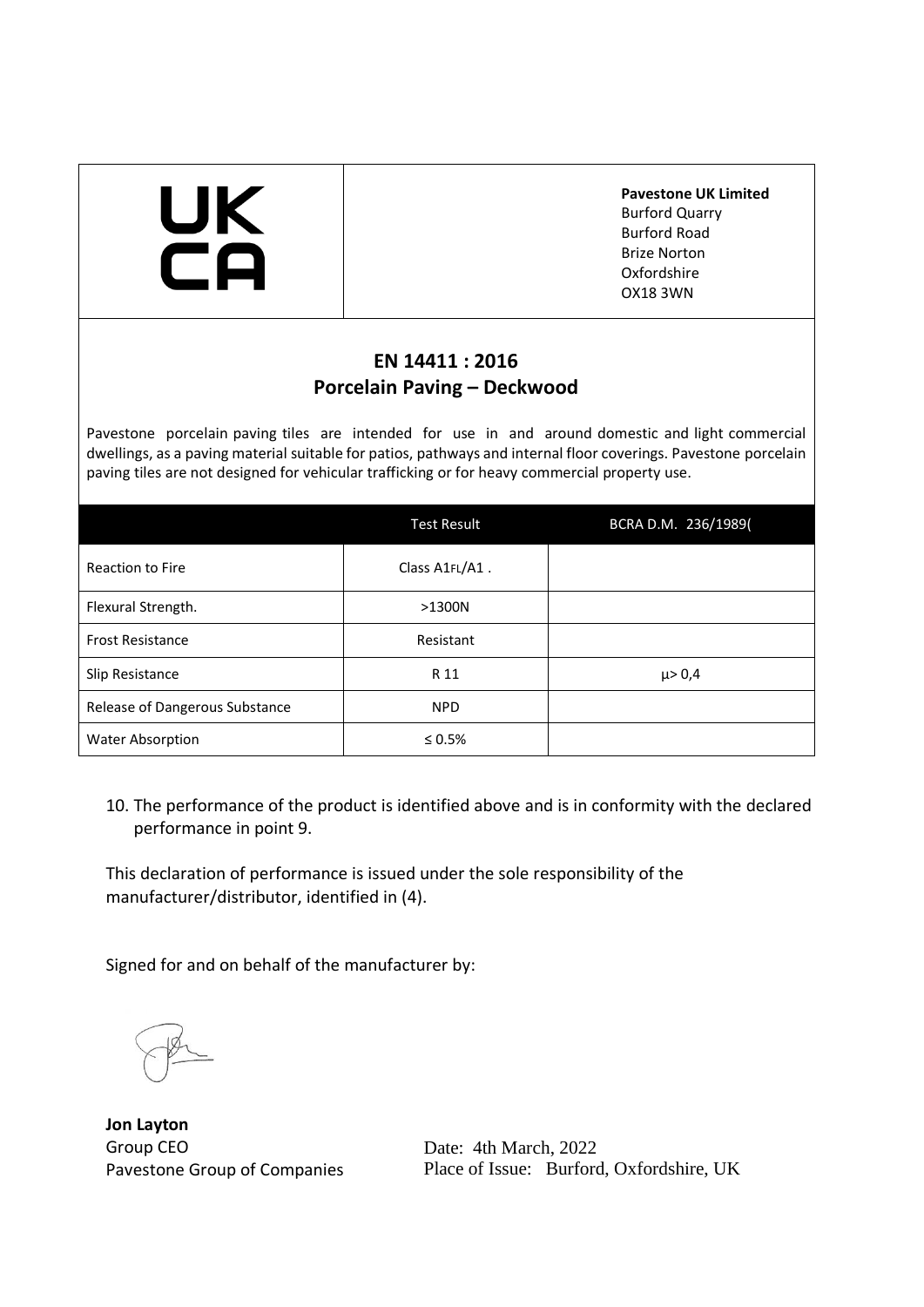UK
CA

**Pavestone UK Limited**
Burford Quarry
Burford Road
Brize Norton
Oxfordshire
OX18 3WN

## EN 14411 : 2016
## Porcelain Paving – Deckwood

Pavestone porcelain paving tiles are intended for use in and around domestic and light commercial dwellings, as a paving material suitable for patios, pathways and internal floor coverings. Pavestone porcelain paving tiles are not designed for vehicular trafficking or for heavy commercial property use.

| | Test Result | BCRA D.M. 236/1989( |
|---|---|---|
| Reaction to Fire | Class $A1_{FL}$/A1 . | |
| Flexural Strength. | >1300N | |
| Frost Resistance | Resistant | |
| Slip Resistance | R 11 | μ> 0,4 |
| Release of Dangerous Substance | NPD | |
| Water Absorption | ≤ 0.5% | |

10. The performance of the product is identified above and is in conformity with the declared performance in point 9.

This declaration of performance is issued under the sole responsibility of the manufacturer/distributor, identified in (4).

Signed for and on behalf of the manufacturer by:

**Jon Layton**
Group CEO
Pavestone Group of Companies

Date: 4th March, 2022
Place of Issue: Burford, Oxfordshire, UK